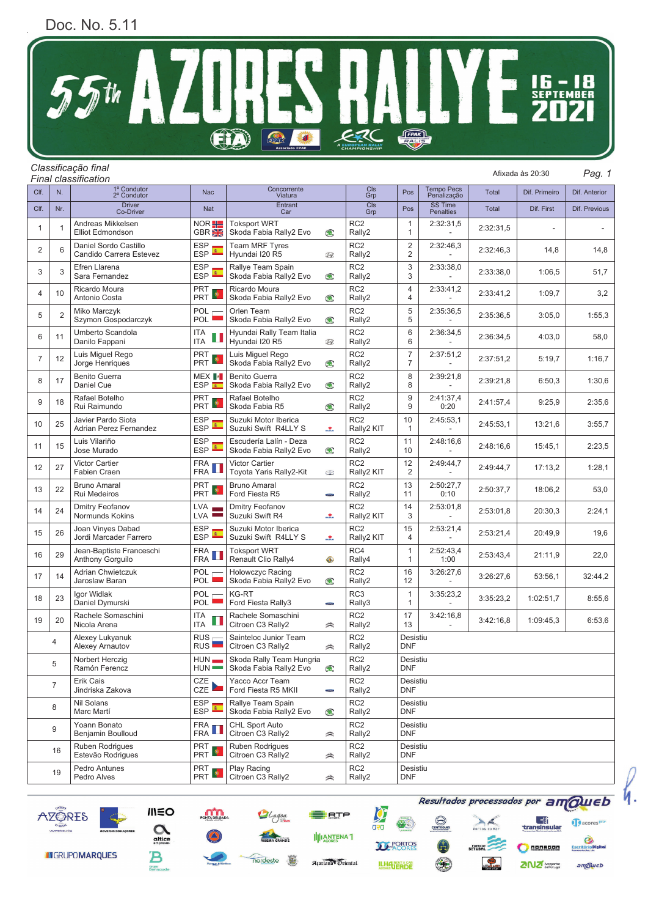Doc. No. 5.11

# 55th AZORES RALLYE

16 - 18 SEPTEMBER 2021

*Classificação final*
*Final classification*

Afixada às 20:30

| Clf. | N. | 1º Condutor / 2º Condutor — Driver / Co-Driver | Nac / Nat | Concorrente / Viatura — Entrant / Car | Cls / Grp | Pos | Tempo Pecs / Penalização — SS Time / Penalties | Total | Dif. Primeiro / Dif. First | Dif. Anterior / Dif. Previous |
|---|---|---|---|---|---|---|---|---|---|---|
| 1 | 1 | Andreas Mikkelsen<br>Elliot Edmondson | NOR<br>GBR | Toksport WRT<br>Skoda Fabia Rally2 Evo | RC2<br>Rally2 | 1<br>1 | 2:32:31,5<br>- | 2:32:31,5 | - | - |
| 2 | 6 | Daniel Sordo Castillo<br>Candido Carrera Estevez | ESP<br>ESP | Team MRF Tyres<br>Hyundai I20 R5 | RC2<br>Rally2 | 2<br>2 | 2:32:46,3<br>- | 2:32:46,3 | 14,8 | 14,8 |
| 3 | 3 | Efren Llarena<br>Sara Fernandez | ESP<br>ESP | Rallye Team Spain<br>Skoda Fabia Rally2 Evo | RC2<br>Rally2 | 3<br>3 | 2:33:38,0<br>- | 2:33:38,0 | 1:06,5 | 51,7 |
| 4 | 10 | Ricardo Moura<br>Antonio Costa | PRT<br>PRT | Ricardo Moura<br>Skoda Fabia Rally2 Evo | RC2<br>Rally2 | 4<br>4 | 2:33:41,2<br>- | 2:33:41,2 | 1:09,7 | 3,2 |
| 5 | 2 | Miko Marczyk<br>Szymon Gospodarczyk | POL<br>POL | Orlen Team<br>Skoda Fabia Rally2 Evo | RC2<br>Rally2 | 5<br>5 | 2:35:36,5<br>- | 2:35:36,5 | 3:05,0 | 1:55,3 |
| 6 | 11 | Umberto Scandola<br>Danilo Fappani | ITA<br>ITA | Hyundai Rally Team Italia<br>Hyundai I20 R5 | RC2<br>Rally2 | 6<br>6 | 2:36:34,5<br>- | 2:36:34,5 | 4:03,0 | 58,0 |
| 7 | 12 | Luis Miguel Rego<br>Jorge Henriques | PRT<br>PRT | Luis Miguel Rego<br>Skoda Fabia Rally2 Evo | RC2<br>Rally2 | 7<br>7 | 2:37:51,2<br>- | 2:37:51,2 | 5:19,7 | 1:16,7 |
| 8 | 17 | Benito Guerra<br>Daniel Cue | MEX<br>ESP | Benito Guerra<br>Skoda Fabia Rally2 Evo | RC2<br>Rally2 | 8<br>8 | 2:39:21,8<br>- | 2:39:21,8 | 6:50,3 | 1:30,6 |
| 9 | 18 | Rafael Botelho<br>Rui Raimundo | PRT<br>PRT | Rafael Botelho<br>Skoda Fabia R5 | RC2<br>Rally2 | 9<br>9 | 2:41:37,4<br>0:20 | 2:41:57,4 | 9:25,9 | 2:35,6 |
| 10 | 25 | Javier Pardo Siota<br>Adrian Perez Fernandez | ESP<br>ESP | Suzuki Motor Iberica<br>Suzuki Swift R4LLY S | RC2<br>Rally2 KIT | 10<br>1 | 2:45:53,1<br>- | 2:45:53,1 | 13:21,6 | 3:55,7 |
| 11 | 15 | Luis Vilariño<br>Jose Murado | ESP<br>ESP | Escudería Lalín - Deza<br>Skoda Fabia Rally2 Evo | RC2<br>Rally2 | 11<br>10 | 2:48:16,6<br>- | 2:48:16,6 | 15:45,1 | 2:23,5 |
| 12 | 27 | Victor Cartier<br>Fabien Craen | FRA<br>FRA | Victor Cartier<br>Toyota Yaris Rally2-Kit | RC2<br>Rally2 KIT | 12<br>2 | 2:49:44,7<br>- | 2:49:44,7 | 17:13,2 | 1:28,1 |
| 13 | 22 | Bruno Amaral<br>Rui Medeiros | PRT<br>PRT | Bruno Amaral<br>Ford Fiesta R5 | RC2<br>Rally2 | 13<br>11 | 2:50:27,7<br>0:10 | 2:50:37,7 | 18:06,2 | 53,0 |
| 14 | 24 | Dmitry Feofanov<br>Normunds Kokins | LVA<br>LVA | Dmitry Feofanov<br>Suzuki Swift R4 | RC2<br>Rally2 KIT | 14<br>3 | 2:53:01,8<br>- | 2:53:01,8 | 20:30,3 | 2:24,1 |
| 15 | 26 | Joan Vinyes Dabad<br>Jordi Marcader Farrero | ESP<br>ESP | Suzuki Motor Iberica<br>Suzuki Swift R4LLY S | RC2<br>Rally2 KIT | 15<br>4 | 2:53:21,4<br>- | 2:53:21,4 | 20:49,9 | 19,6 |
| 16 | 29 | Jean-Baptiste Franceschi<br>Anthony Gorguilo | FRA<br>FRA | Toksport WRT<br>Renault Clio Rally4 | RC4<br>Rally4 | 1<br>1 | 2:52:43,4<br>1:00 | 2:53:43,4 | 21:11,9 | 22,0 |
| 17 | 14 | Adrian Chwietczuk<br>Jaroslaw Baran | POL<br>POL | Holowczyc Racing<br>Skoda Fabia Rally2 Evo | RC2<br>Rally2 | 16<br>12 | 3:26:27,6<br>- | 3:26:27,6 | 53:56,1 | 32:44,2 |
| 18 | 23 | Igor Widlak<br>Daniel Dymurski | POL<br>POL | KG-RT<br>Ford Fiesta Rally3 | RC3<br>Rally3 | 1<br>1 | 3:35:23,2<br>- | 3:35:23,2 | 1:02:51,7 | 8:55,6 |
| 19 | 20 | Rachele Somaschini<br>Nicola Arena | ITA<br>ITA | Rachele Somaschini<br>Citroen C3 Rally2 | RC2<br>Rally2 | 17<br>13 | 3:42:16,8<br>- | 3:42:16,8 | 1:09:45,3 | 6:53,6 |
| | 4 | Alexey Lukyanuk<br>Alexey Arnautov | RUS<br>RUS | Sainteloc Junior Team<br>Citroen C3 Rally2 | RC2<br>Rally2 | Desistiu<br>DNF | | | | |
| | 5 | Norbert Herczig<br>Ramón Ferencz | HUN<br>HUN | Skoda Rally Team Hungria<br>Skoda Fabia Rally2 Evo | RC2<br>Rally2 | Desistiu<br>DNF | | | | |
| | 7 | Erik Cais<br>Jindriska Zakova | CZE<br>CZE | Yacco Accr Team<br>Ford Fiesta R5 MKII | RC2<br>Rally2 | Desistiu<br>DNF | | | | |
| | 8 | Nil Solans<br>Marc Martí | ESP<br>ESP | Rallye Team Spain<br>Skoda Fabia Rally2 Evo | RC2<br>Rally2 | Desistiu<br>DNF | | | | |
| | 9 | Yoann Bonato<br>Benjamin Boulloud | FRA<br>FRA | CHL Sport Auto<br>Citroen C3 Rally2 | RC2<br>Rally2 | Desistiu<br>DNF | | | | |
| | 16 | Ruben Rodrigues<br>Estevão Rodrigues | PRT<br>PRT | Ruben Rodrigues<br>Citroen C3 Rally2 | RC2<br>Rally2 | Desistiu<br>DNF | | | | |
| | 19 | Pedro Antunes<br>Pedro Alves | PRT<br>PRT | Play Racing<br>Citroen C3 Rally2 | RC2<br>Rally2 | Desistiu<br>DNF | | | | |

*Resultados processados por* amaweb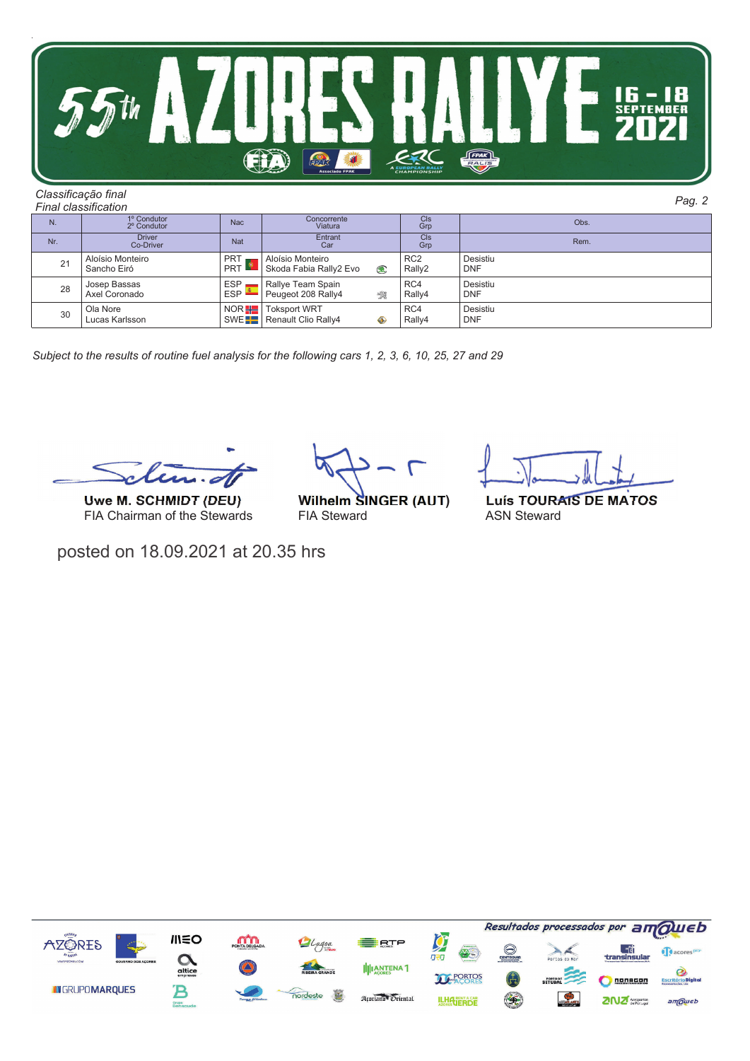*Classificação final*
*Final classification*

| N. / Nr. | 1º Condutor / 2º Condutor / Driver / Co-Driver | Nac / Nat | Concorrente / Viatura / Entrant / Car | Cls / Grp | Obs. / Rem. |
|---|---|---|---|---|---|
| 21 | Aloísio Monteiro<br>Sancho Eiró | PRT<br>PRT | Aloísio Monteiro<br>Skoda Fabia Rally2 Evo | RC2<br>Rally2 | Desistiu<br>DNF |
| 28 | Josep Bassas<br>Axel Coronado | ESP<br>ESP | Rallye Team Spain<br>Peugeot 208 Rally4 | RC4<br>Rally4 | Desistiu<br>DNF |
| 30 | Ola Nore<br>Lucas Karlsson | NOR<br>SWE | Toksport WRT<br>Renault Clio Rally4 | RC4<br>Rally4 | Desistiu<br>DNF |

*Subject to the results of routine fuel analysis for the following cars 1, 2, 3, 6, 10, 25, 27 and 29*

**Uwe M. SCHMIDT (DEU)**
FIA Chairman of the Stewards

**Wilhelm SINGER (AUT)**
FIA Steward

**Luís TOURAIS DE MATOS**
ASN Steward

posted on 18.09.2021 at 20.35 hrs

*Resultados processados por* amaweb